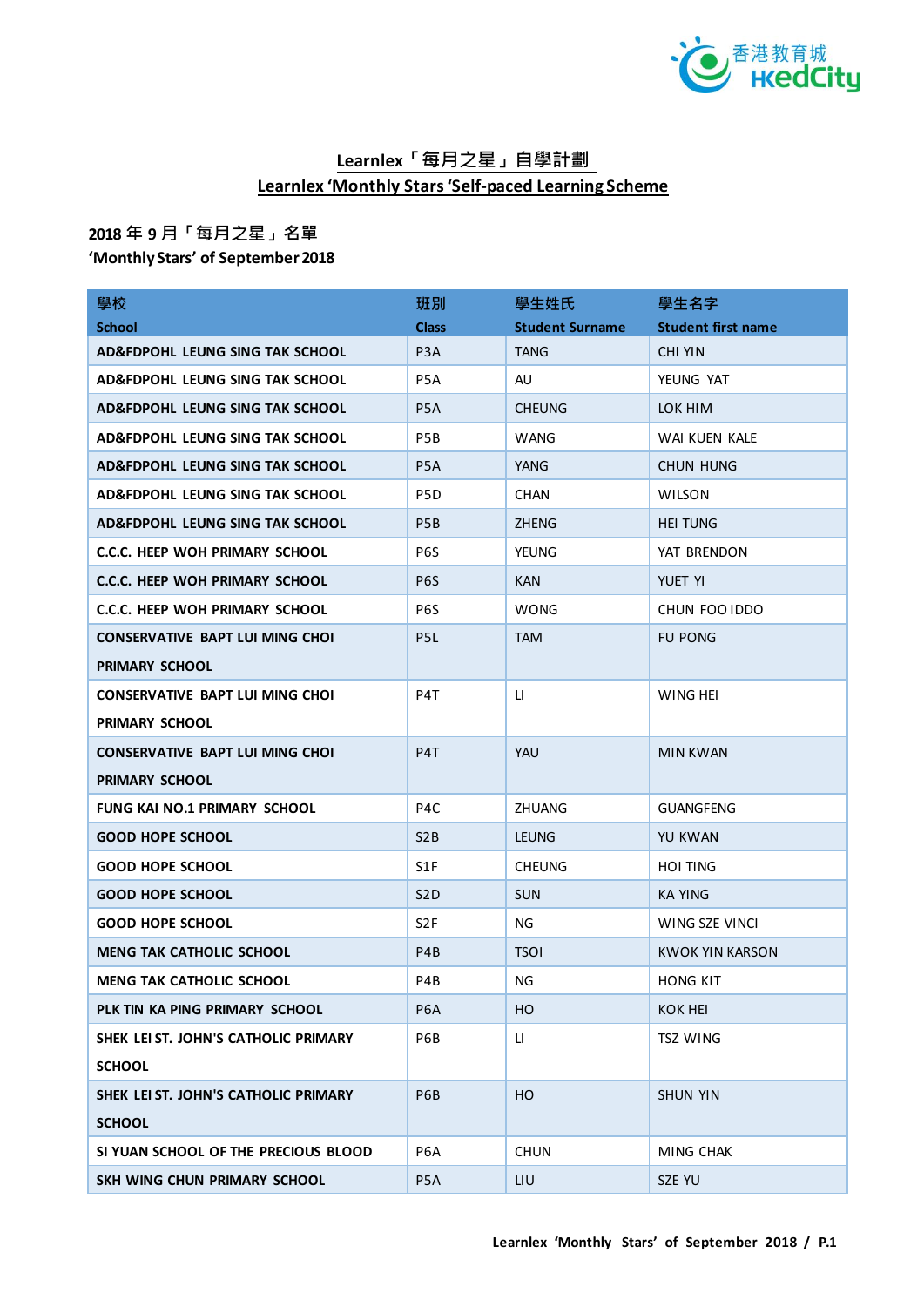# Learnlex「每月之星」自學計劃
# Learnlex 'Monthly Stars 'Self-paced Learning Scheme

## 2018 年 9 月「每月之星」名單
## 'Monthly Stars' of September 2018

| 學校<br>School | 班別<br>Class | 學生姓氏<br>Student Surname | 學生名字<br>Student first name |
|---|---|---|---|
| AD&FDPOHL LEUNG SING TAK SCHOOL | P3A | TANG | CHI YIN |
| AD&FDPOHL LEUNG SING TAK SCHOOL | P5A | AU | YEUNG YAT |
| AD&FDPOHL LEUNG SING TAK SCHOOL | P5A | CHEUNG | LOK HIM |
| AD&FDPOHL LEUNG SING TAK SCHOOL | P5B | WANG | WAI KUEN KALE |
| AD&FDPOHL LEUNG SING TAK SCHOOL | P5A | YANG | CHUN HUNG |
| AD&FDPOHL LEUNG SING TAK SCHOOL | P5D | CHAN | WILSON |
| AD&FDPOHL LEUNG SING TAK SCHOOL | P5B | ZHENG | HEI TUNG |
| C.C.C. HEEP WOH PRIMARY SCHOOL | P6S | YEUNG | YAT BRENDON |
| C.C.C. HEEP WOH PRIMARY SCHOOL | P6S | KAN | YUET YI |
| C.C.C. HEEP WOH PRIMARY SCHOOL | P6S | WONG | CHUN FOO IDDO |
| CONSERVATIVE BAPT LUI MING CHOI PRIMARY SCHOOL | P5L | TAM | FU PONG |
| CONSERVATIVE BAPT LUI MING CHOI PRIMARY SCHOOL | P4T | LI | WING HEI |
| CONSERVATIVE BAPT LUI MING CHOI PRIMARY SCHOOL | P4T | YAU | MIN KWAN |
| FUNG KAI NO.1 PRIMARY SCHOOL | P4C | ZHUANG | GUANGFENG |
| GOOD HOPE SCHOOL | S2B | LEUNG | YU KWAN |
| GOOD HOPE SCHOOL | S1F | CHEUNG | HOI TING |
| GOOD HOPE SCHOOL | S2D | SUN | KA YING |
| GOOD HOPE SCHOOL | S2F | NG | WING SZE VINCI |
| MENG TAK CATHOLIC SCHOOL | P4B | TSOI | KWOK YIN KARSON |
| MENG TAK CATHOLIC SCHOOL | P4B | NG | HONG KIT |
| PLK TIN KA PING PRIMARY SCHOOL | P6A | HO | KOK HEI |
| SHEK LEI ST. JOHN'S CATHOLIC PRIMARY SCHOOL | P6B | LI | TSZ WING |
| SHEK LEI ST. JOHN'S CATHOLIC PRIMARY SCHOOL | P6B | HO | SHUN YIN |
| SI YUAN SCHOOL OF THE PRECIOUS BLOOD | P6A | CHUN | MING CHAK |
| SKH WING CHUN PRIMARY SCHOOL | P5A | LIU | SZE YU |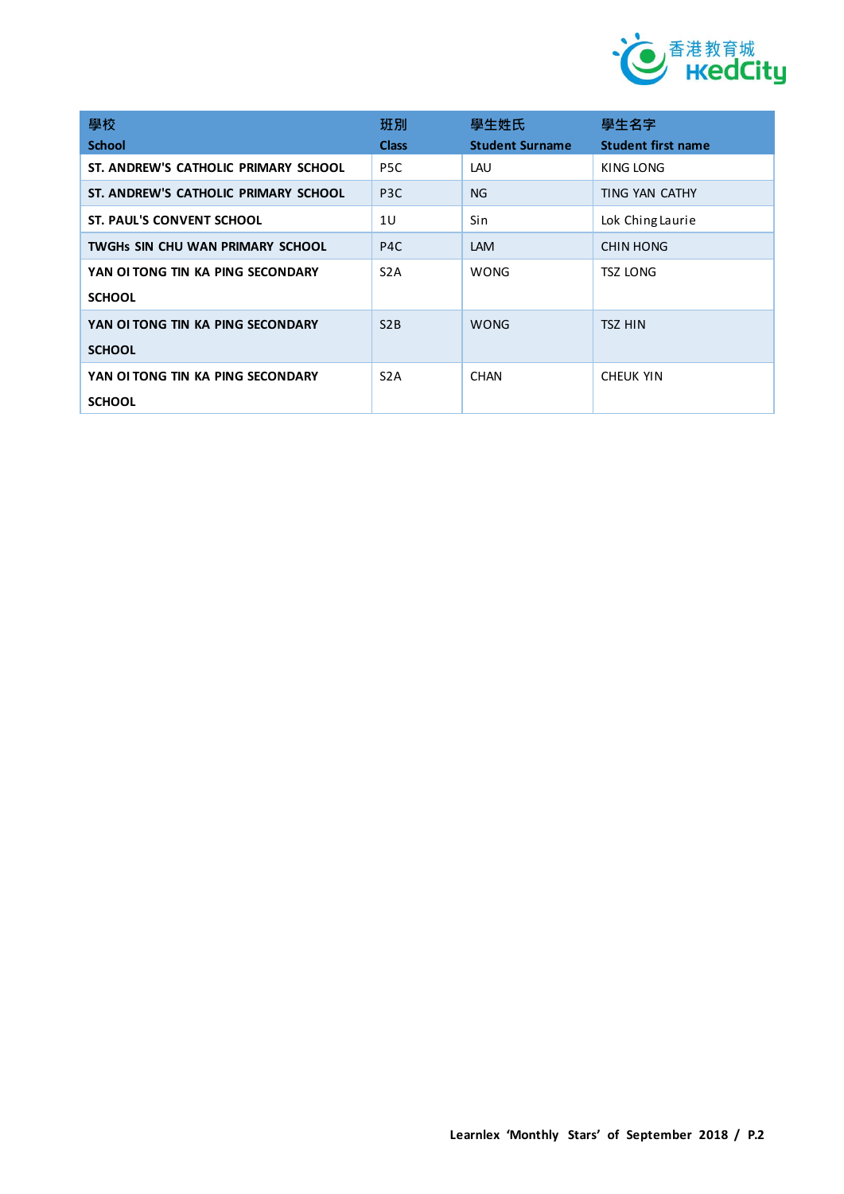| 學校<br>School | 班別<br>Class | 學生姓氏<br>Student Surname | 學生名字<br>Student first name |
|---|---|---|---|
| **ST. ANDREW'S CATHOLIC PRIMARY SCHOOL** | P5C | LAU | KING LONG |
| **ST. ANDREW'S CATHOLIC PRIMARY SCHOOL** | P3C | NG | TING YAN CATHY |
| **ST. PAUL'S CONVENT SCHOOL** | 1U | Sin | Lok Ching Laurie |
| **TWGHs SIN CHU WAN PRIMARY SCHOOL** | P4C | LAM | CHIN HONG |
| **YAN OI TONG TIN KA PING SECONDARY SCHOOL** | S2A | WONG | TSZ LONG |
| **YAN OI TONG TIN KA PING SECONDARY SCHOOL** | S2B | WONG | TSZ HIN |
| **YAN OI TONG TIN KA PING SECONDARY SCHOOL** | S2A | CHAN | CHEUK YIN |